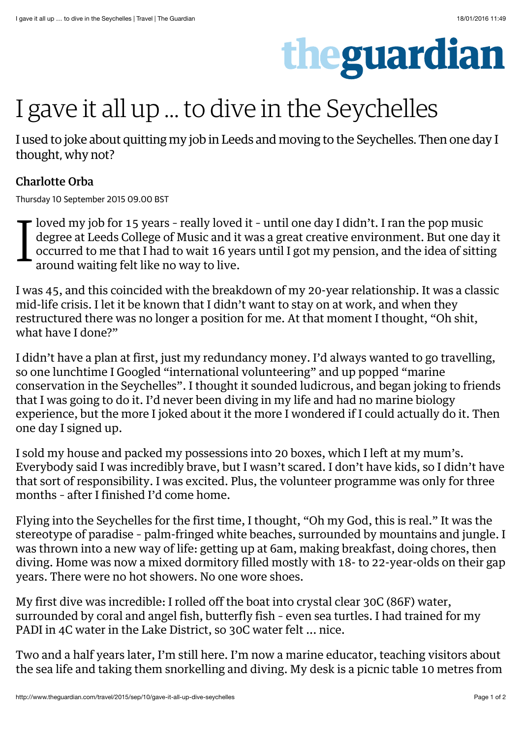# I gave it all up ... to dive in the Seychelles

I used to joke about quitting my job in Leeds and moving to the Seychelles. Then one day I thought, why not?

**Charlotte Orba**

Thursday 10 September 2015 09.00 BST

I loved my job for 15 years – really loved it – until one day I didn't. I ran the pop music degree at Leeds College of Music and it was a great creative environment. But one day it occurred to me that I had to wait 16 years until I got my pension, and the idea of sitting around waiting felt like no way to live.

I was 45, and this coincided with the breakdown of my 20-year relationship. It was a classic mid-life crisis. I let it be known that I didn't want to stay on at work, and when they restructured there was no longer a position for me. At that moment I thought, "Oh shit, what have I done?"

I didn't have a plan at first, just my redundancy money. I'd always wanted to go travelling, so one lunchtime I Googled "international volunteering" and up popped "marine conservation in the Seychelles". I thought it sounded ludicrous, and began joking to friends that I was going to do it. I'd never been diving in my life and had no marine biology experience, but the more I joked about it the more I wondered if I could actually do it. Then one day I signed up.

I sold my house and packed my possessions into 20 boxes, which I left at my mum's. Everybody said I was incredibly brave, but I wasn't scared. I don't have kids, so I didn't have that sort of responsibility. I was excited. Plus, the volunteer programme was only for three months – after I finished I'd come home.

Flying into the Seychelles for the first time, I thought, "Oh my God, this is real." It was the stereotype of paradise – palm-fringed white beaches, surrounded by mountains and jungle. I was thrown into a new way of life: getting up at 6am, making breakfast, doing chores, then diving. Home was now a mixed dormitory filled mostly with 18- to 22-year-olds on their gap years. There were no hot showers. No one wore shoes.

My first dive was incredible: I rolled off the boat into crystal clear 30C (86F) water, surrounded by coral and angel fish, butterfly fish – even sea turtles. I had trained for my PADI in 4C water in the Lake District, so 30C water felt ... nice.

Two and a half years later, I'm still here. I'm now a marine educator, teaching visitors about the sea life and taking them snorkelling and diving. My desk is a picnic table 10 metres from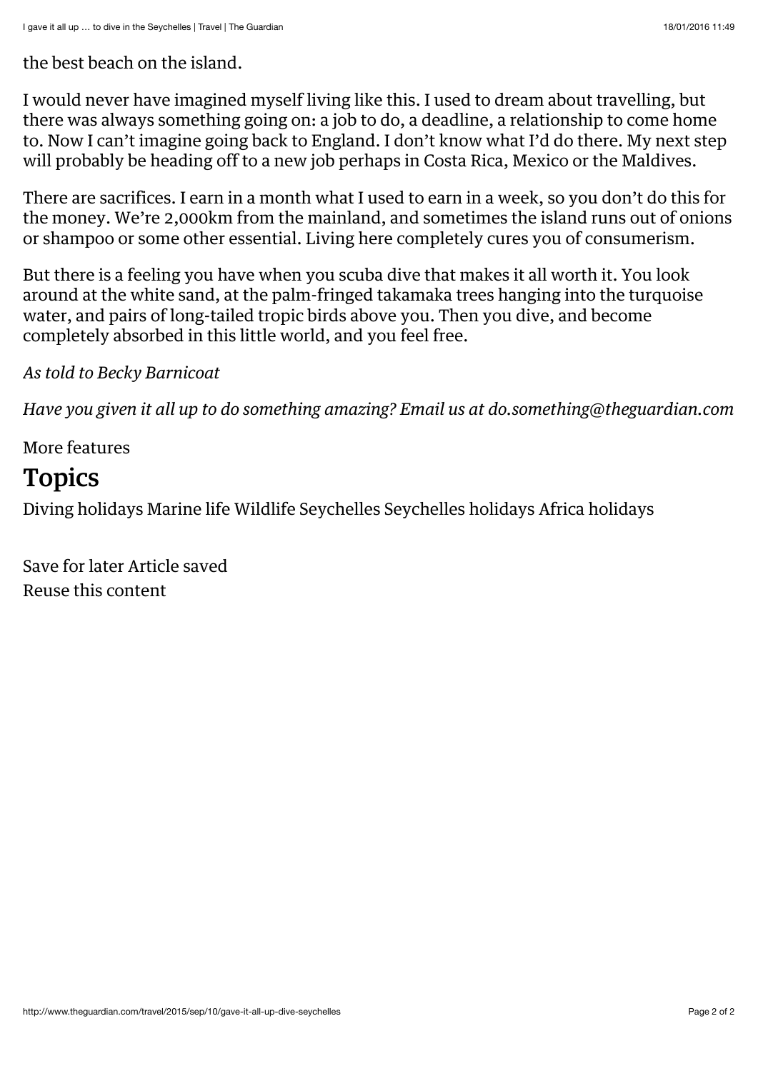the best beach on the island.

I would never have imagined myself living like this. I used to dream about travelling, but there was always something going on: a job to do, a deadline, a relationship to come home to. Now I can't imagine going back to England. I don't know what I'd do there. My next step will probably be heading off to a new job perhaps in Costa Rica, Mexico or the Maldives.

There are sacrifices. I earn in a month what I used to earn in a week, so you don't do this for the money. We're 2,000km from the mainland, and sometimes the island runs out of onions or shampoo or some other essential. Living here completely cures you of consumerism.

But there is a feeling you have when you scuba dive that makes it all worth it. You look around at the white sand, at the palm-fringed takamaka trees hanging into the turquoise water, and pairs of long-tailed tropic birds above you. Then you dive, and become completely absorbed in this little world, and you feel free.

*As told to Becky Barnicoat*

*Have you given it all up to do something amazing? Email us at do.something@theguardian.com*

More features

## Topics

Diving holidays Marine life Wildlife Seychelles Seychelles holidays Africa holidays

Save for later Article saved
Reuse this content